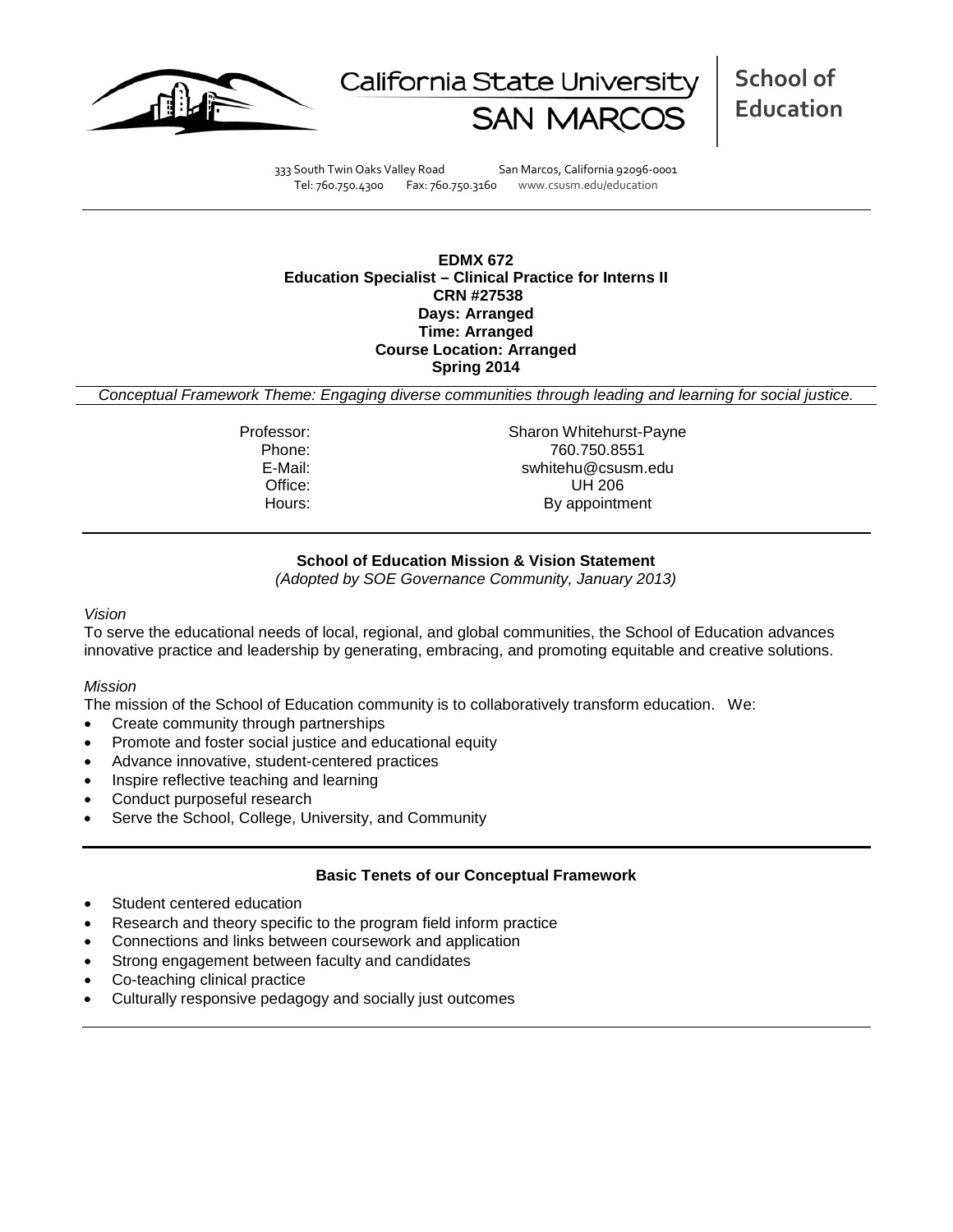California State University SAN MARCOS

**School of Education**

333 South Twin Oaks Valley Road San Marcos, California 92096-0001
Tel: 760.750.4300 Fax: 760.750.3160 www.csusm.edu/education

**EDMX 672**
**Education Specialist – Clinical Practice for Interns II**
**CRN #27538**
**Days: Arranged**
**Time: Arranged**
**Course Location: Arranged**
**Spring 2014**

*Conceptual Framework Theme: Engaging diverse communities through leading and learning for social justice.*

| | |
|---|---|
| Professor: | Sharon Whitehurst-Payne |
| Phone: | 760.750.8551 |
| E-Mail: | swhitehu@csusm.edu |
| Office: | UH 206 |
| Hours: | By appointment |

**School of Education Mission & Vision Statement**
*(Adopted by SOE Governance Community, January 2013)*

*Vision*

To serve the educational needs of local, regional, and global communities, the School of Education advances innovative practice and leadership by generating, embracing, and promoting equitable and creative solutions.

*Mission*

The mission of the School of Education community is to collaboratively transform education. We:

- Create community through partnerships
- Promote and foster social justice and educational equity
- Advance innovative, student-centered practices
- Inspire reflective teaching and learning
- Conduct purposeful research
- Serve the School, College, University, and Community

**Basic Tenets of our Conceptual Framework**

- Student centered education
- Research and theory specific to the program field inform practice
- Connections and links between coursework and application
- Strong engagement between faculty and candidates
- Co-teaching clinical practice
- Culturally responsive pedagogy and socially just outcomes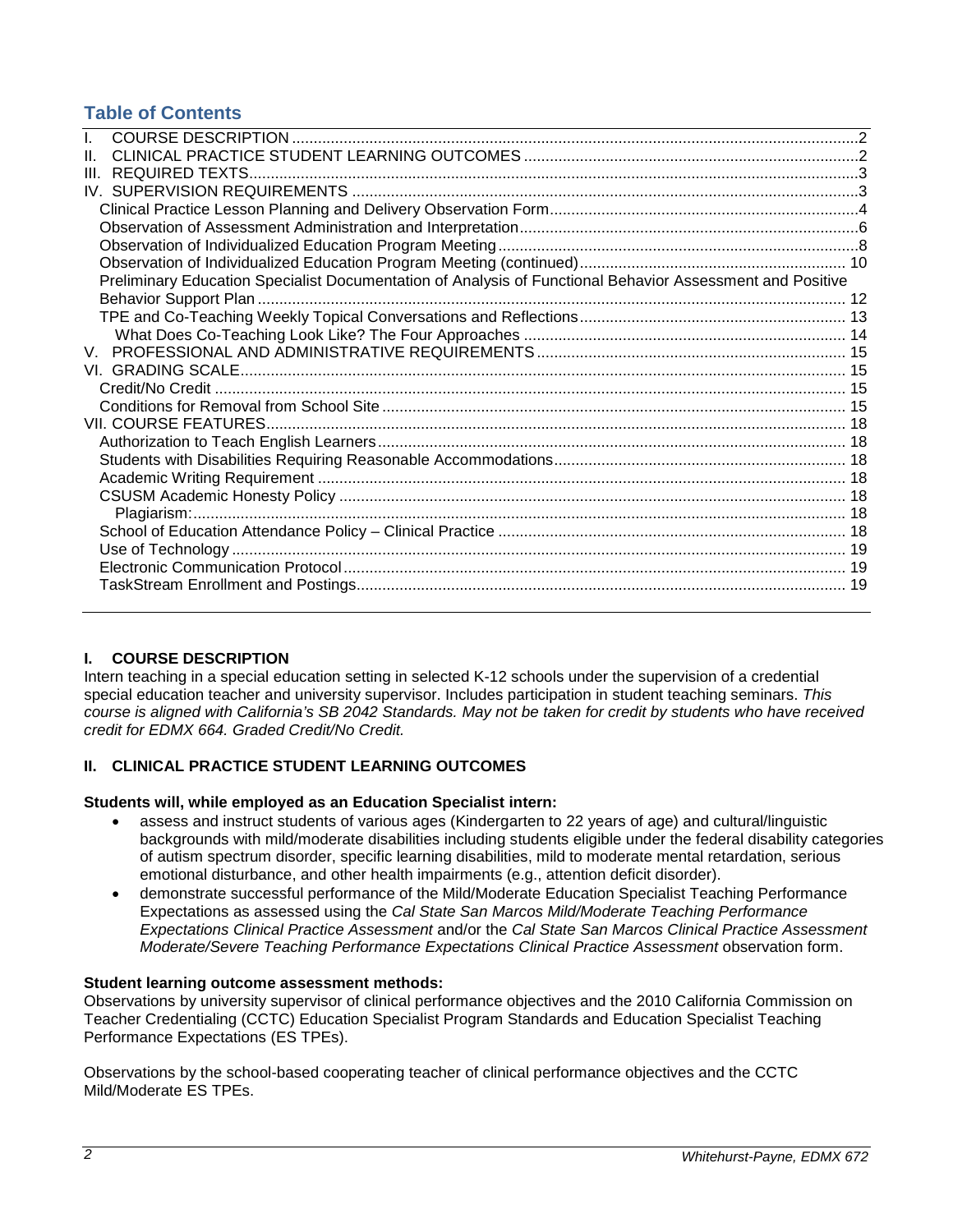## Table of Contents

I. COURSE DESCRIPTION ..... 2
II. CLINICAL PRACTICE STUDENT LEARNING OUTCOMES ..... 2
III. REQUIRED TEXTS ..... 3
IV. SUPERVISION REQUIREMENTS ..... 3
- Clinical Practice Lesson Planning and Delivery Observation Form ..... 4
- Observation of Assessment Administration and Interpretation ..... 6
- Observation of Individualized Education Program Meeting ..... 8
- Observation of Individualized Education Program Meeting (continued) ..... 10
- Preliminary Education Specialist Documentation of Analysis of Functional Behavior Assessment and Positive Behavior Support Plan ..... 12
- TPE and Co-Teaching Weekly Topical Conversations and Reflections ..... 13
  - What Does Co-Teaching Look Like? The Four Approaches ..... 14

V. PROFESSIONAL AND ADMINISTRATIVE REQUIREMENTS ..... 15
VI. GRADING SCALE ..... 15
- Credit/No Credit ..... 15
- Conditions for Removal from School Site ..... 15

VII. COURSE FEATURES ..... 18
- Authorization to Teach English Learners ..... 18
- Students with Disabilities Requiring Reasonable Accommodations ..... 18
- Academic Writing Requirement ..... 18
- CSUSM Academic Honesty Policy ..... 18
  - Plagiarism: ..... 18
- School of Education Attendance Policy – Clinical Practice ..... 18
- Use of Technology ..... 19
- Electronic Communication Protocol ..... 19
- TaskStream Enrollment and Postings ..... 19

## I. COURSE DESCRIPTION

Intern teaching in a special education setting in selected K-12 schools under the supervision of a credential special education teacher and university supervisor. Includes participation in student teaching seminars. *This course is aligned with California's SB 2042 Standards. May not be taken for credit by students who have received credit for EDMX 664. Graded Credit/No Credit.*

## II. CLINICAL PRACTICE STUDENT LEARNING OUTCOMES

**Students will, while employed as an Education Specialist intern:**

- assess and instruct students of various ages (Kindergarten to 22 years of age) and cultural/linguistic backgrounds with mild/moderate disabilities including students eligible under the federal disability categories of autism spectrum disorder, specific learning disabilities, mild to moderate mental retardation, serious emotional disturbance, and other health impairments (e.g., attention deficit disorder).
- demonstrate successful performance of the Mild/Moderate Education Specialist Teaching Performance Expectations as assessed using the *Cal State San Marcos Mild/Moderate Teaching Performance Expectations Clinical Practice Assessment* and/or the *Cal State San Marcos Clinical Practice Assessment Moderate/Severe Teaching Performance Expectations Clinical Practice Assessment* observation form.

**Student learning outcome assessment methods:**

Observations by university supervisor of clinical performance objectives and the 2010 California Commission on Teacher Credentialing (CCTC) Education Specialist Program Standards and Education Specialist Teaching Performance Expectations (ES TPEs).

Observations by the school-based cooperating teacher of clinical performance objectives and the CCTC Mild/Moderate ES TPEs.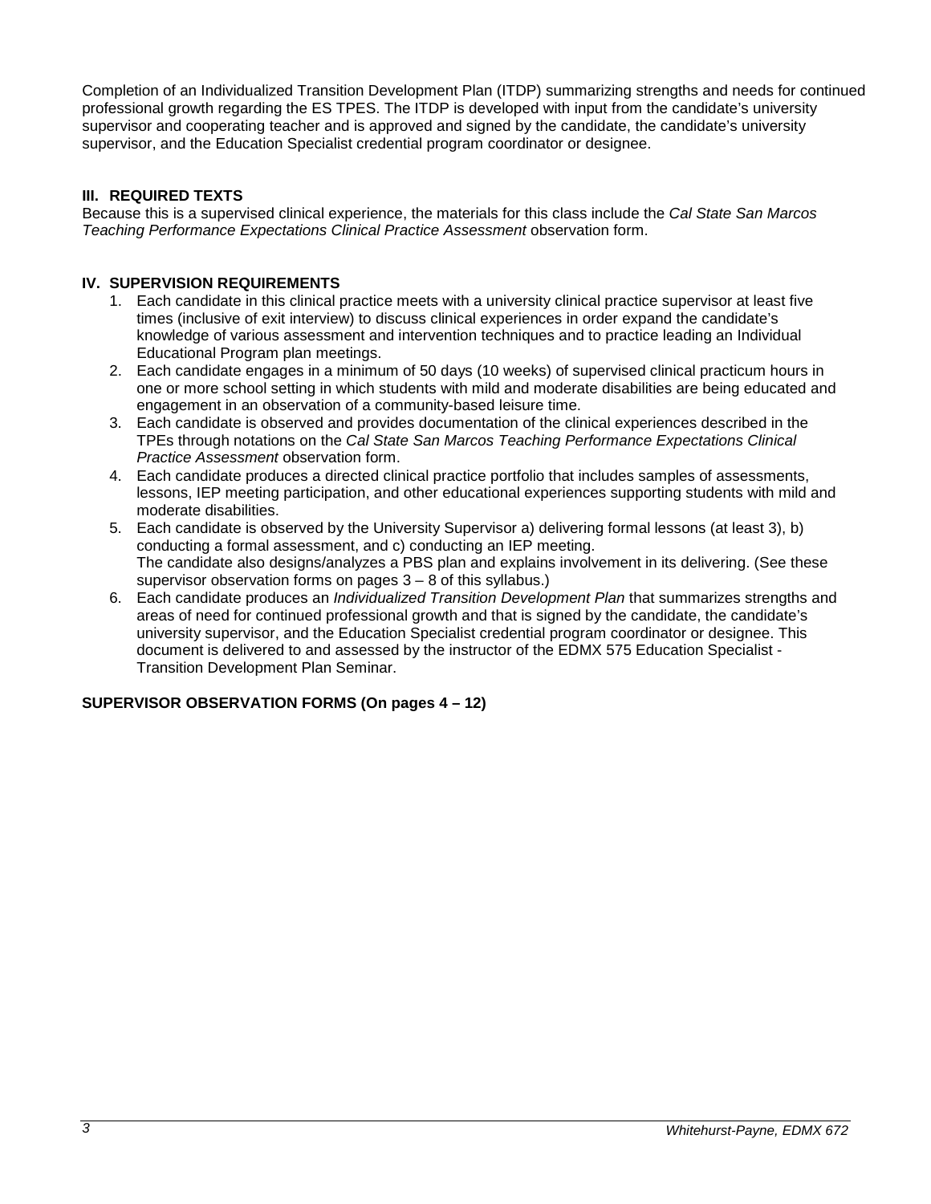Completion of an Individualized Transition Development Plan (ITDP) summarizing strengths and needs for continued professional growth regarding the ES TPES. The ITDP is developed with input from the candidate's university supervisor and cooperating teacher and is approved and signed by the candidate, the candidate's university supervisor, and the Education Specialist credential program coordinator or designee.

## III. REQUIRED TEXTS

Because this is a supervised clinical experience, the materials for this class include the *Cal State San Marcos Teaching Performance Expectations Clinical Practice Assessment* observation form.

## IV. SUPERVISION REQUIREMENTS

1. Each candidate in this clinical practice meets with a university clinical practice supervisor at least five times (inclusive of exit interview) to discuss clinical experiences in order expand the candidate's knowledge of various assessment and intervention techniques and to practice leading an Individual Educational Program plan meetings.
2. Each candidate engages in a minimum of 50 days (10 weeks) of supervised clinical practicum hours in one or more school setting in which students with mild and moderate disabilities are being educated and engagement in an observation of a community-based leisure time.
3. Each candidate is observed and provides documentation of the clinical experiences described in the TPEs through notations on the *Cal State San Marcos Teaching Performance Expectations Clinical Practice Assessment* observation form.
4. Each candidate produces a directed clinical practice portfolio that includes samples of assessments, lessons, IEP meeting participation, and other educational experiences supporting students with mild and moderate disabilities.
5. Each candidate is observed by the University Supervisor a) delivering formal lessons (at least 3), b) conducting a formal assessment, and c) conducting an IEP meeting.
   The candidate also designs/analyzes a PBS plan and explains involvement in its delivering. (See these supervisor observation forms on pages 3 – 8 of this syllabus.)
6. Each candidate produces an *Individualized Transition Development Plan* that summarizes strengths and areas of need for continued professional growth and that is signed by the candidate, the candidate's university supervisor, and the Education Specialist credential program coordinator or designee. This document is delivered to and assessed by the instructor of the EDMX 575 Education Specialist - Transition Development Plan Seminar.

**SUPERVISOR OBSERVATION FORMS (On pages 4 – 12)**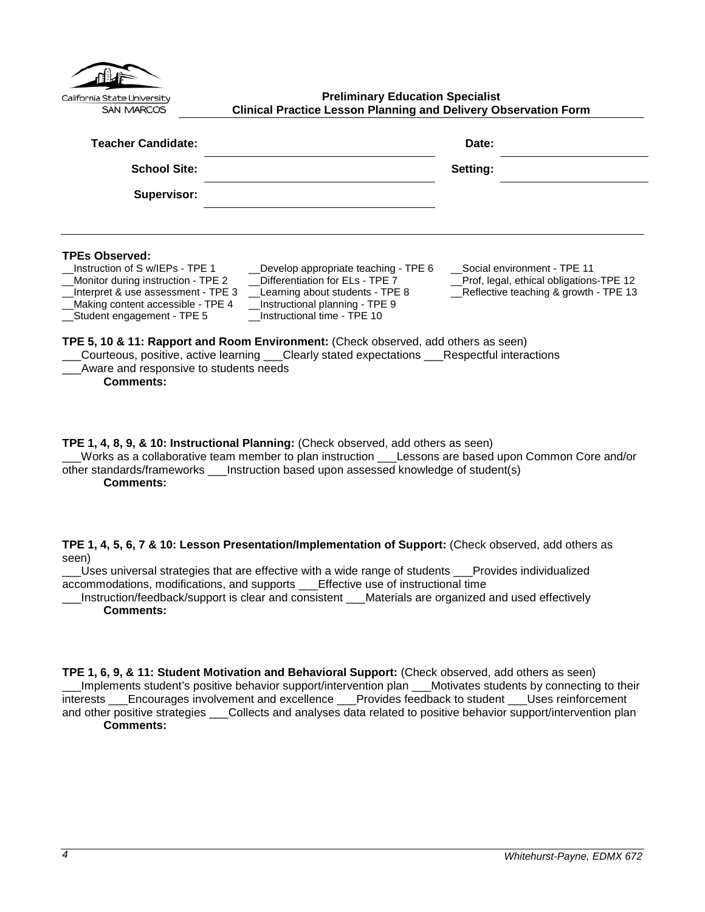California State University SAN MARCOS

**Preliminary Education Specialist**
**Clinical Practice Lesson Planning and Delivery Observation Form**

**Teacher Candidate:** ______________________ **Date:** ______________

**School Site:** ______________________ **Setting:** ______________

**Supervisor:** ______________________

---

**TPEs Observed:**

__Instruction of S w/IEPs - TPE 1
__Monitor during instruction - TPE 2
__Interpret & use assessment - TPE 3
__Making content accessible - TPE 4
__Student engagement - TPE 5
__Develop appropriate teaching - TPE 6
__Differentiation for ELs - TPE 7
__Learning about students - TPE 8
__Instructional planning - TPE 9
__Instructional time - TPE 10
__Social environment - TPE 11
__Prof, legal, ethical obligations-TPE 12
__Reflective teaching & growth - TPE 13

**TPE 5, 10 & 11: Rapport and Room Environment:** (Check observed, add others as seen)
___Courteous, positive, active learning ___Clearly stated expectations ___Respectful interactions
___Aware and responsive to students needs

**Comments:**

**TPE 1, 4, 8, 9, & 10: Instructional Planning:** (Check observed, add others as seen)
___Works as a collaborative team member to plan instruction ___Lessons are based upon Common Core and/or other standards/frameworks ___Instruction based upon assessed knowledge of student(s)

**Comments:**

**TPE 1, 4, 5, 6, 7 & 10: Lesson Presentation/Implementation of Support:** (Check observed, add others as seen)
___Uses universal strategies that are effective with a wide range of students ___Provides individualized accommodations, modifications, and supports ___Effective use of instructional time
___Instruction/feedback/support is clear and consistent ___Materials are organized and used effectively

**Comments:**

**TPE 1, 6, 9, & 11: Student Motivation and Behavioral Support:** (Check observed, add others as seen)
___Implements student's positive behavior support/intervention plan ___Motivates students by connecting to their interests ___Encourages involvement and excellence ___Provides feedback to student ___Uses reinforcement and other positive strategies ___Collects and analyses data related to positive behavior support/intervention plan

**Comments:**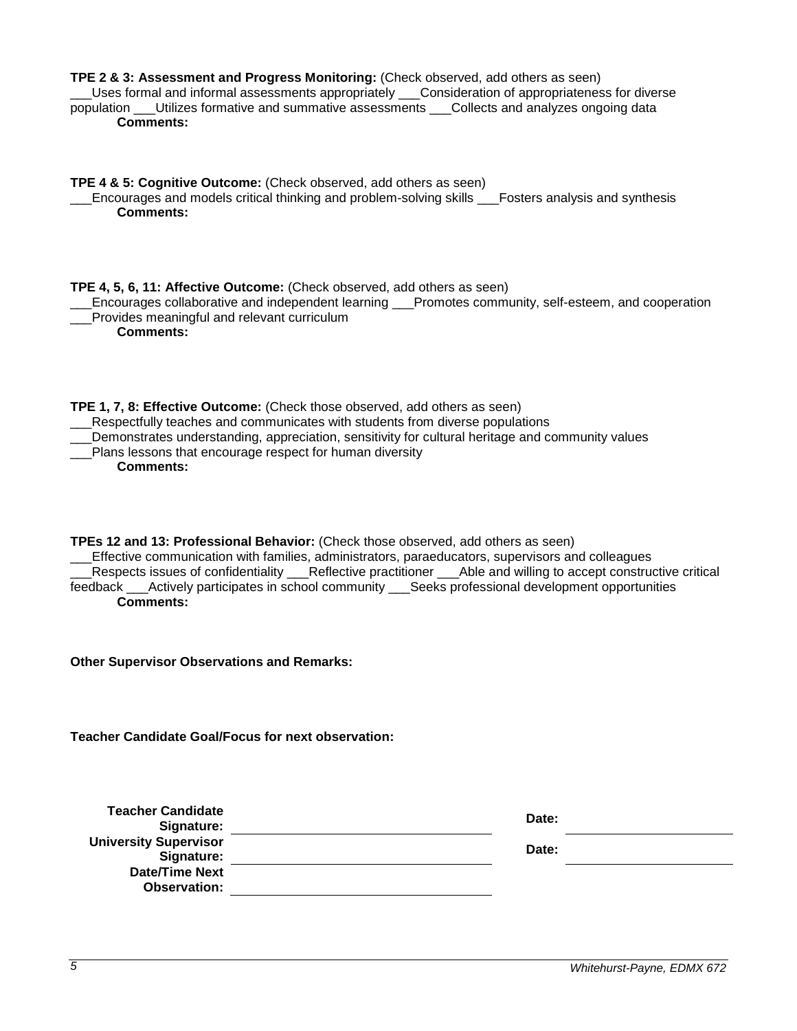**TPE 2 & 3: Assessment and Progress Monitoring:** (Check observed, add others as seen)
___Uses formal and informal assessments appropriately ___Consideration of appropriateness for diverse population ___Utilizes formative and summative assessments ___Collects and analyzes ongoing data
**Comments:**

**TPE 4 & 5: Cognitive Outcome:** (Check observed, add others as seen)
___Encourages and models critical thinking and problem-solving skills ___Fosters analysis and synthesis
**Comments:**

**TPE 4, 5, 6, 11: Affective Outcome:** (Check observed, add others as seen)
___Encourages collaborative and independent learning ___Promotes community, self-esteem, and cooperation
___Provides meaningful and relevant curriculum
**Comments:**

**TPE 1, 7, 8: Effective Outcome:** (Check those observed, add others as seen)
___Respectfully teaches and communicates with students from diverse populations
___Demonstrates understanding, appreciation, sensitivity for cultural heritage and community values
___Plans lessons that encourage respect for human diversity
**Comments:**

**TPEs 12 and 13: Professional Behavior:** (Check those observed, add others as seen)
___Effective communication with families, administrators, paraeducators, supervisors and colleagues
___Respects issues of confidentiality ___Reflective practitioner ___Able and willing to accept constructive critical feedback ___Actively participates in school community ___Seeks professional development opportunities
**Comments:**

**Other Supervisor Observations and Remarks:**

**Teacher Candidate Goal/Focus for next observation:**

| | | | |
|---|---|---|---|
| **Teacher Candidate Signature:** | | **Date:** | |
| **University Supervisor Signature:** | | **Date:** | |
| **Date/Time Next Observation:** | | | |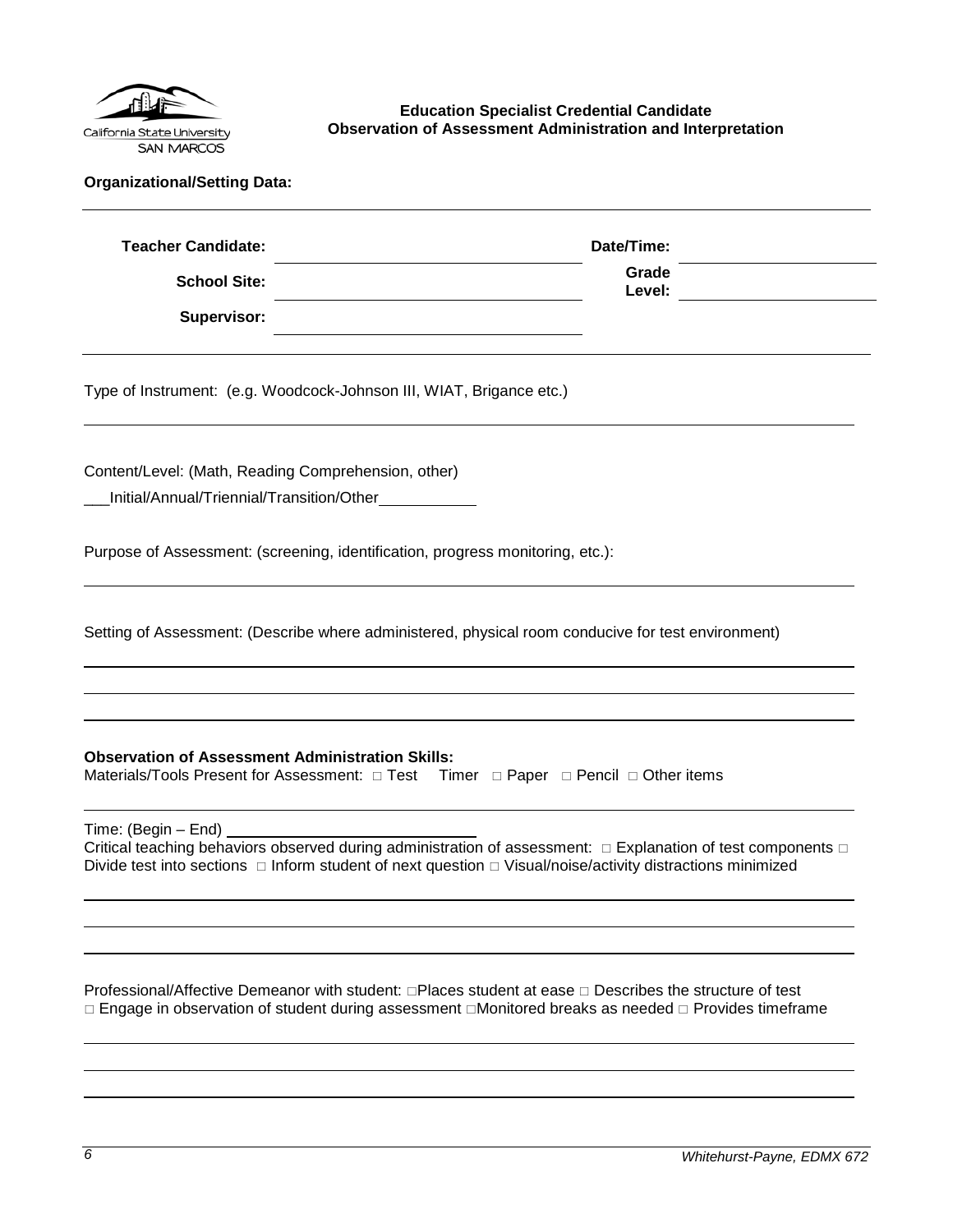**Education Specialist Credential Candidate**
**Observation of Assessment Administration and Interpretation**

**Organizational/Setting Data:**

| | | | |
|---|---|---|---|
| **Teacher Candidate:** | | **Date/Time:** | |
| **School Site:** | | **Grade Level:** | |
| **Supervisor:** | | | |

Type of Instrument: (e.g. Woodcock-Johnson III, WIAT, Brigance etc.)

Content/Level: (Math, Reading Comprehension, other)

___Initial/Annual/Triennial/Transition/Other___________

Purpose of Assessment: (screening, identification, progress monitoring, etc.):

Setting of Assessment: (Describe where administered, physical room conducive for test environment)

**Observation of Assessment Administration Skills:**

Materials/Tools Present for Assessment: □ Test Timer □ Paper □ Pencil □ Other items

Time: (Begin – End) ____________________________

Critical teaching behaviors observed during administration of assessment: □ Explanation of test components □ Divide test into sections □ Inform student of next question □ Visual/noise/activity distractions minimized

Professional/Affective Demeanor with student: □Places student at ease □ Describes the structure of test □ Engage in observation of student during assessment □Monitored breaks as needed □ Provides timeframe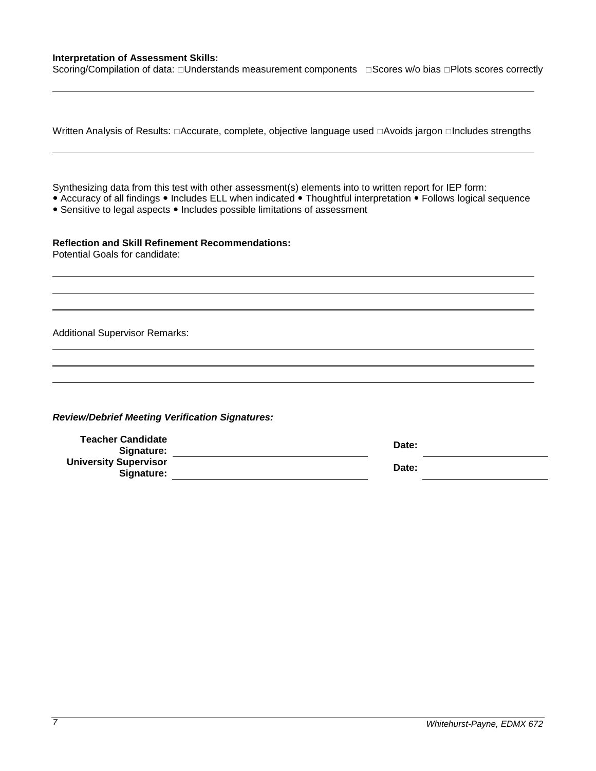**Interpretation of Assessment Skills:**

Scoring/Compilation of data: □Understands measurement components □Scores w/o bias □Plots scores correctly

Written Analysis of Results: □Accurate, complete, objective language used □Avoids jargon □Includes strengths

Synthesizing data from this test with other assessment(s) elements into to written report for IEP form:

• Accuracy of all findings • Includes ELL when indicated • Thoughtful interpretation • Follows logical sequence
• Sensitive to legal aspects • Includes possible limitations of assessment

**Reflection and Skill Refinement Recommendations:**

Potential Goals for candidate:

Additional Supervisor Remarks:

***Review/Debrief Meeting Verification Signatures:***

| | | | |
|---|---|---|---|
| **Teacher Candidate Signature:** | | **Date:** | |
| **University Supervisor Signature:** | | **Date:** | |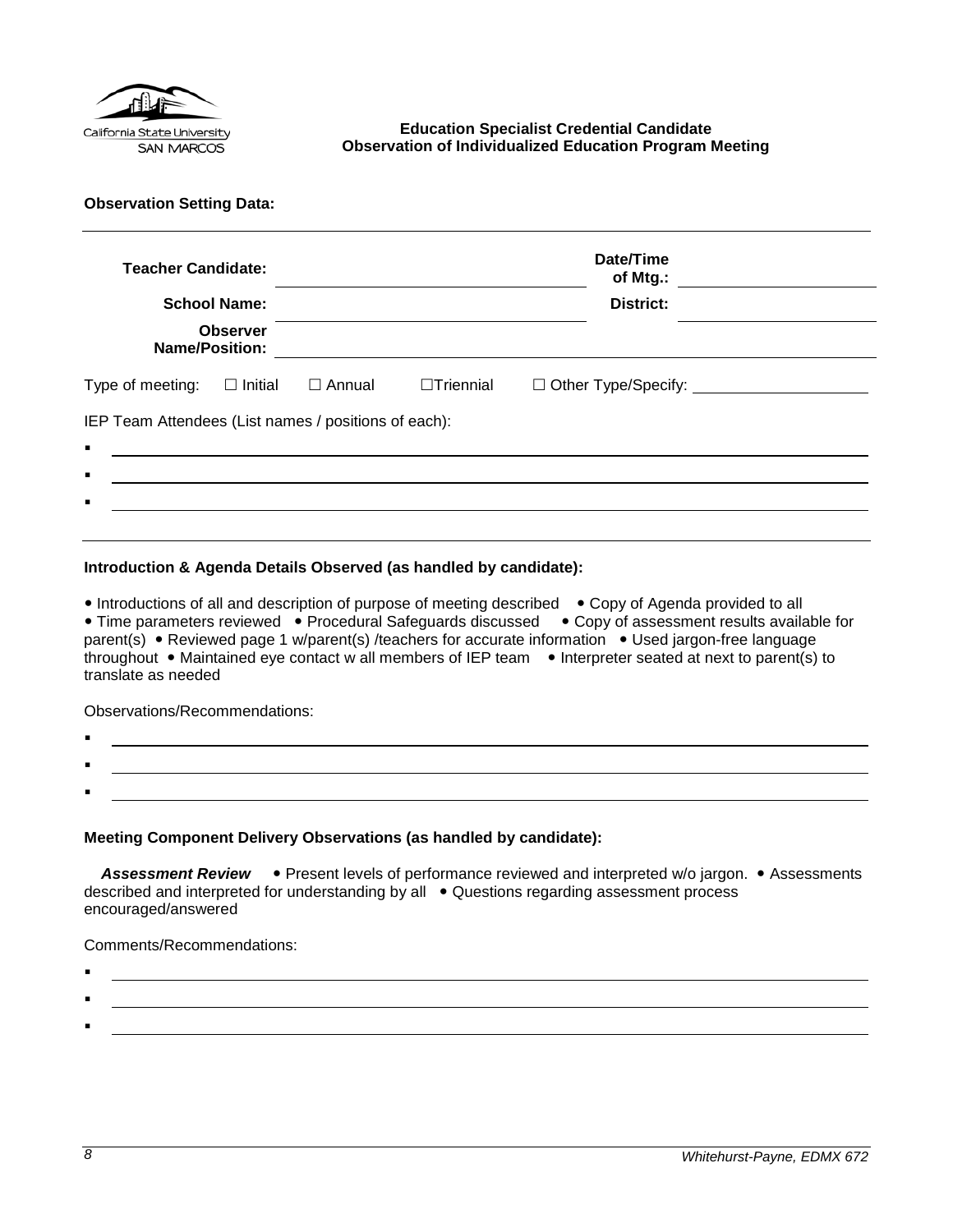**Education Specialist Credential Candidate**
**Observation of Individualized Education Program Meeting**

**Observation Setting Data:**

| | | | |
|---|---|---|---|
| **Teacher Candidate:** | | **Date/Time of Mtg.:** | |
| **School Name:** | | **District:** | |
| **Observer Name/Position:** | | | |

Type of meeting: ☐ Initial ☐ Annual ☐Triennial ☐ Other Type/Specify: ____________________

IEP Team Attendees (List names / positions of each):

- ____________________
- ____________________
- ____________________

**Introduction & Agenda Details Observed (as handled by candidate):**

• Introductions of all and description of purpose of meeting described • Copy of Agenda provided to all • Time parameters reviewed • Procedural Safeguards discussed • Copy of assessment results available for parent(s) • Reviewed page 1 w/parent(s) /teachers for accurate information • Used jargon-free language throughout • Maintained eye contact w all members of IEP team • Interpreter seated at next to parent(s) to translate as needed

Observations/Recommendations:

- ____________________
- ____________________
- ____________________

**Meeting Component Delivery Observations (as handled by candidate):**

***Assessment Review*** • Present levels of performance reviewed and interpreted w/o jargon. • Assessments described and interpreted for understanding by all • Questions regarding assessment process encouraged/answered

Comments/Recommendations:

- ____________________
- ____________________
- ____________________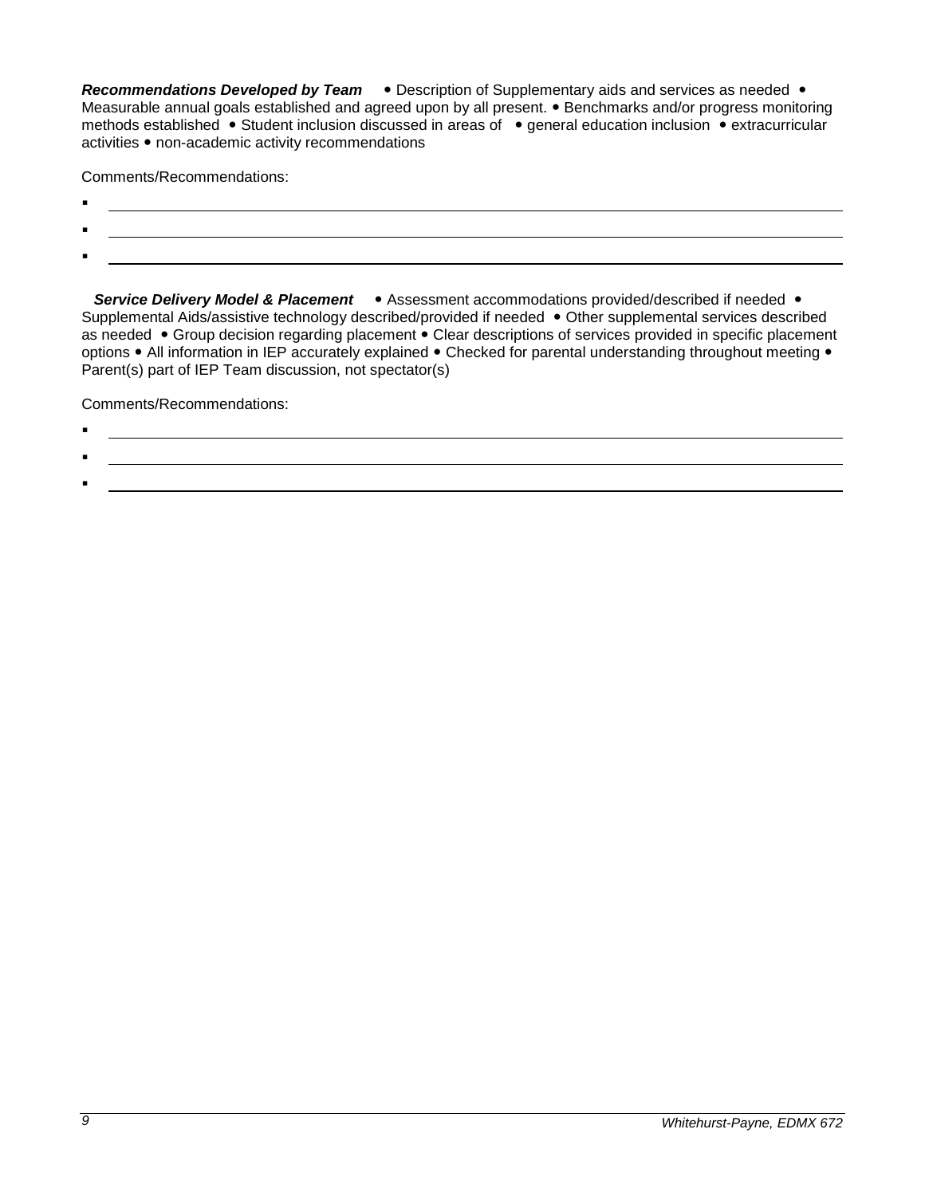***Recommendations Developed by Team*** • Description of Supplementary aids and services as needed • Measurable annual goals established and agreed upon by all present. • Benchmarks and/or progress monitoring methods established • Student inclusion discussed in areas of • general education inclusion • extracurricular activities • non-academic activity recommendations

Comments/Recommendations:

- \_\_\_\_\_\_\_\_\_\_\_\_\_\_\_\_\_\_\_\_\_\_\_\_\_\_\_\_\_\_\_\_\_\_\_\_\_\_\_\_
- \_\_\_\_\_\_\_\_\_\_\_\_\_\_\_\_\_\_\_\_\_\_\_\_\_\_\_\_\_\_\_\_\_\_\_\_\_\_\_\_
- \_\_\_\_\_\_\_\_\_\_\_\_\_\_\_\_\_\_\_\_\_\_\_\_\_\_\_\_\_\_\_\_\_\_\_\_\_\_\_\_

***Service Delivery Model & Placement*** • Assessment accommodations provided/described if needed • Supplemental Aids/assistive technology described/provided if needed • Other supplemental services described as needed • Group decision regarding placement • Clear descriptions of services provided in specific placement options • All information in IEP accurately explained • Checked for parental understanding throughout meeting • Parent(s) part of IEP Team discussion, not spectator(s)

Comments/Recommendations:

- \_\_\_\_\_\_\_\_\_\_\_\_\_\_\_\_\_\_\_\_\_\_\_\_\_\_\_\_\_\_\_\_\_\_\_\_\_\_\_\_
- \_\_\_\_\_\_\_\_\_\_\_\_\_\_\_\_\_\_\_\_\_\_\_\_\_\_\_\_\_\_\_\_\_\_\_\_\_\_\_\_
- \_\_\_\_\_\_\_\_\_\_\_\_\_\_\_\_\_\_\_\_\_\_\_\_\_\_\_\_\_\_\_\_\_\_\_\_\_\_\_\_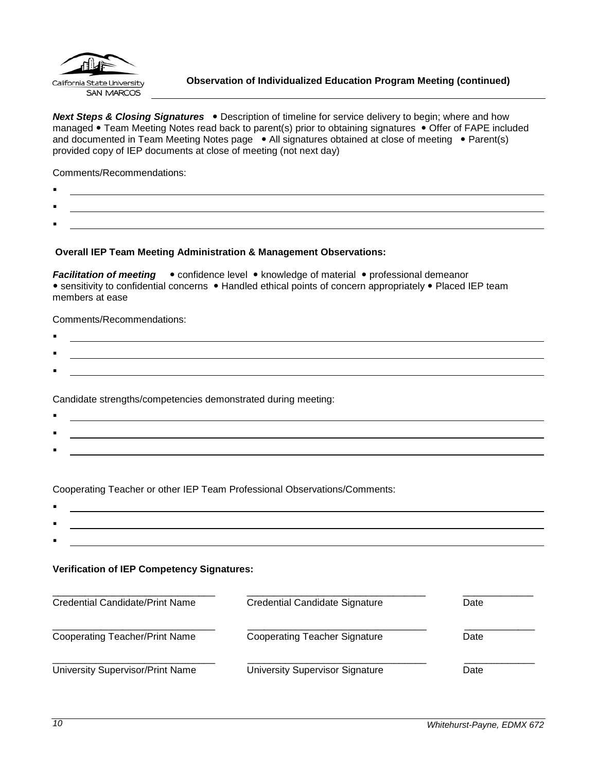**Observation of Individualized Education Program Meeting (continued)**

***Next Steps & Closing Signatures*** • Description of timeline for service delivery to begin; where and how managed • Team Meeting Notes read back to parent(s) prior to obtaining signatures • Offer of FAPE included and documented in Team Meeting Notes page • All signatures obtained at close of meeting • Parent(s) provided copy of IEP documents at close of meeting (not next day)

Comments/Recommendations:

- ______________________________
- ______________________________
- ______________________________

**Overall IEP Team Meeting Administration & Management Observations:**

***Facilitation of meeting*** • confidence level • knowledge of material • professional demeanor • sensitivity to confidential concerns • Handled ethical points of concern appropriately • Placed IEP team members at ease

Comments/Recommendations:

- ______________________________
- ______________________________
- ______________________________

Candidate strengths/competencies demonstrated during meeting:

- ______________________________
- ______________________________
- ______________________________

Cooperating Teacher or other IEP Team Professional Observations/Comments:

- ______________________________
- ______________________________
- ______________________________

**Verification of IEP Competency Signatures:**

| ______________________________ | ______________________________ | ____________ |
|---|---|---|
| Credential Candidate/Print Name | Credential Candidate Signature | Date |
| ______________________________ | ______________________________ | ____________ |
| Cooperating Teacher/Print Name | Cooperating Teacher Signature | Date |
| ______________________________ | ______________________________ | ____________ |
| University Supervisor/Print Name | University Supervisor Signature | Date |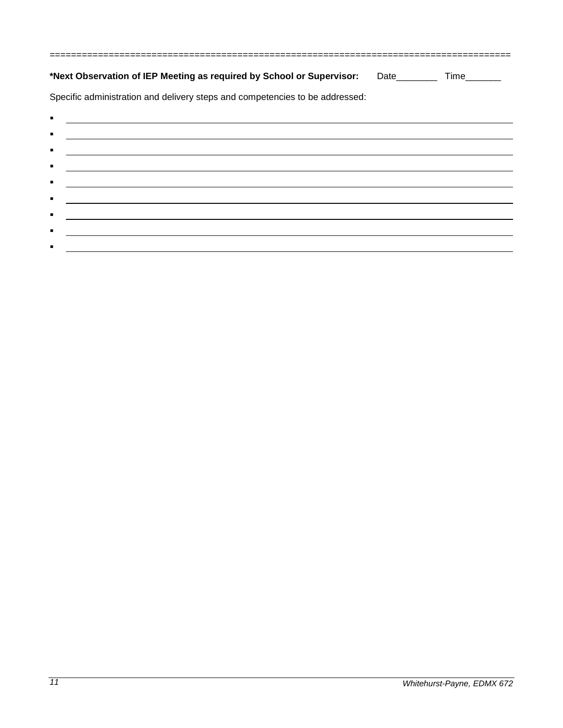==================================================================================

**\*Next Observation of IEP Meeting as required by School or Supervisor:** Date________ Time_______

Specific administration and delivery steps and competencies to be addressed:

- ________________________________________________________________________________
- ________________________________________________________________________________
- ________________________________________________________________________________
- ________________________________________________________________________________
- ________________________________________________________________________________
- ________________________________________________________________________________
- ________________________________________________________________________________
- ________________________________________________________________________________
- ________________________________________________________________________________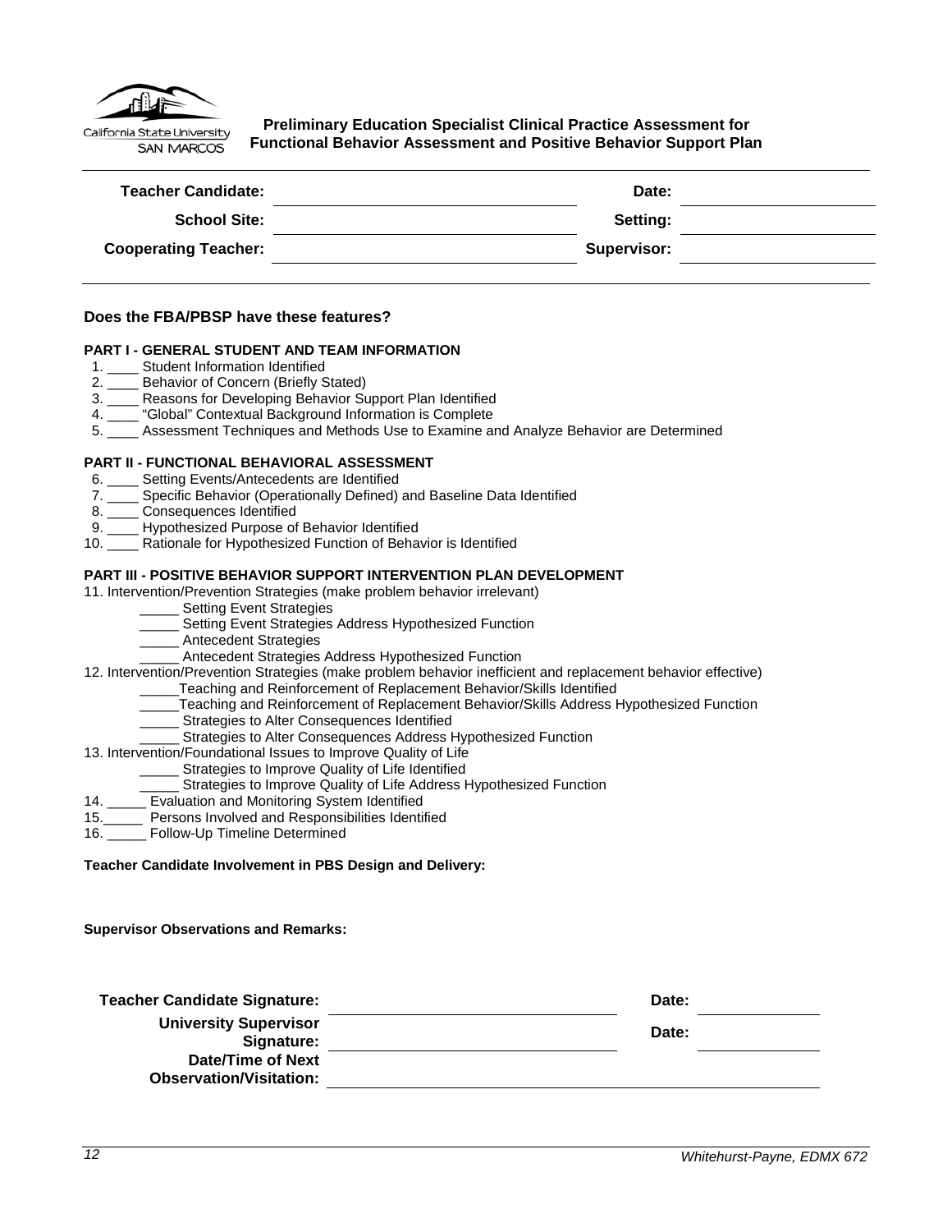California State University SAN MARCOS

**Preliminary Education Specialist Clinical Practice Assessment for Functional Behavior Assessment and Positive Behavior Support Plan**

| | | | |
|---|---|---|---|
| **Teacher Candidate:** | | **Date:** | |
| **School Site:** | | **Setting:** | |
| **Cooperating Teacher:** | | **Supervisor:** | |

### Does the FBA/PBSP have these features?

**PART I - GENERAL STUDENT AND TEAM INFORMATION**

1. ____ Student Information Identified
2. ____ Behavior of Concern (Briefly Stated)
3. ____ Reasons for Developing Behavior Support Plan Identified
4. ____ "Global" Contextual Background Information is Complete
5. ____ Assessment Techniques and Methods Use to Examine and Analyze Behavior are Determined

**PART II - FUNCTIONAL BEHAVIORAL ASSESSMENT**

6. ____ Setting Events/Antecedents are Identified
7. ____ Specific Behavior (Operationally Defined) and Baseline Data Identified
8. ____ Consequences Identified
9. ____ Hypothesized Purpose of Behavior Identified
10. ____ Rationale for Hypothesized Function of Behavior is Identified

**PART III - POSITIVE BEHAVIOR SUPPORT INTERVENTION PLAN DEVELOPMENT**

11. Intervention/Prevention Strategies (make problem behavior irrelevant)
    - _____ Setting Event Strategies
    - _____ Setting Event Strategies Address Hypothesized Function
    - _____ Antecedent Strategies
    - _____ Antecedent Strategies Address Hypothesized Function
12. Intervention/Prevention Strategies (make problem behavior inefficient and replacement behavior effective)
    - _____Teaching and Reinforcement of Replacement Behavior/Skills Identified
    - _____Teaching and Reinforcement of Replacement Behavior/Skills Address Hypothesized Function
    - _____ Strategies to Alter Consequences Identified
    - _____ Strategies to Alter Consequences Address Hypothesized Function
13. Intervention/Foundational Issues to Improve Quality of Life
    - _____ Strategies to Improve Quality of Life Identified
    - _____ Strategies to Improve Quality of Life Address Hypothesized Function
14. _____ Evaluation and Monitoring System Identified
15. _____ Persons Involved and Responsibilities Identified
16. _____ Follow-Up Timeline Determined

**Teacher Candidate Involvement in PBS Design and Delivery:**

**Supervisor Observations and Remarks:**

| | | | |
|---|---|---|---|
| **Teacher Candidate Signature:** | | **Date:** | |
| **University Supervisor Signature:** | | **Date:** | |
| **Date/Time of Next Observation/Visitation:** | | | |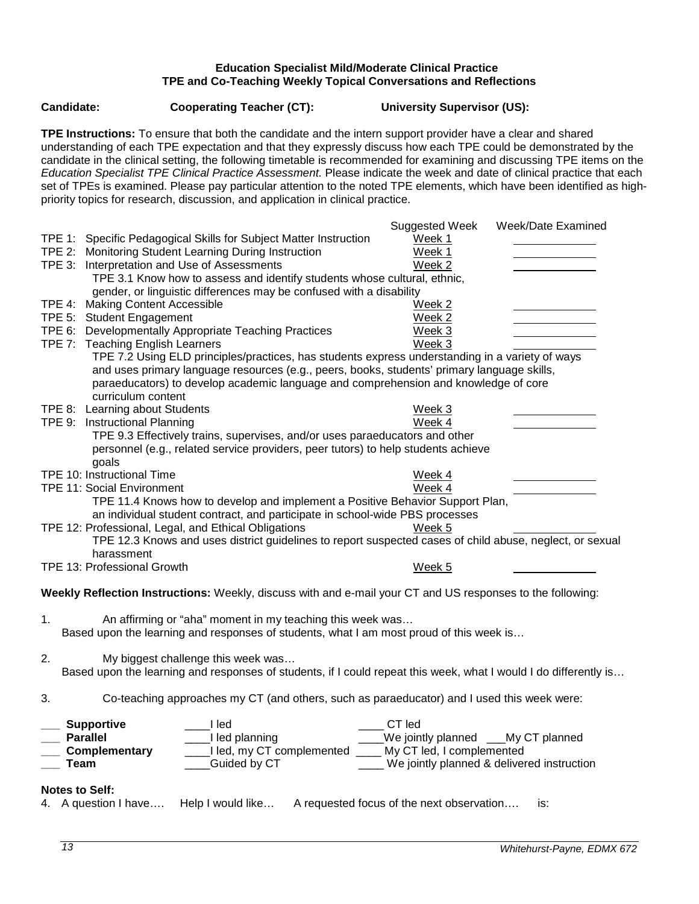**Education Specialist Mild/Moderate Clinical Practice**
**TPE and Co-Teaching Weekly Topical Conversations and Reflections**

**Candidate:** **Cooperating Teacher (CT):** **University Supervisor (US):**

**TPE Instructions:** To ensure that both the candidate and the intern support provider have a clear and shared understanding of each TPE expectation and that they expressly discuss how each TPE could be demonstrated by the candidate in the clinical setting, the following timetable is recommended for examining and discussing TPE items on the *Education Specialist TPE Clinical Practice Assessment.* Please indicate the week and date of clinical practice that each set of TPEs is examined. Please pay particular attention to the noted TPE elements, which have been identified as high-priority topics for research, discussion, and application in clinical practice.

| | Suggested Week | Week/Date Examined |
|---|---|---|
| TPE 1: Specific Pedagogical Skills for Subject Matter Instruction | Week 1 | ____________ |
| TPE 2: Monitoring Student Learning During Instruction | Week 1 | ____________ |
| TPE 3: Interpretation and Use of Assessments | Week 2 | ____________ |
| TPE 3.1 Know how to assess and identify students whose cultural, ethnic, gender, or linguistic differences may be confused with a disability | | |
| TPE 4: Making Content Accessible | Week 2 | ____________ |
| TPE 5: Student Engagement | Week 2 | ____________ |
| TPE 6: Developmentally Appropriate Teaching Practices | Week 3 | ____________ |
| TPE 7: Teaching English Learners | Week 3 | ____________ |
| TPE 7.2 Using ELD principles/practices, has students express understanding in a variety of ways and uses primary language resources (e.g., peers, books, students' primary language skills, paraeducators) to develop academic language and comprehension and knowledge of core curriculum content | | |
| TPE 8: Learning about Students | Week 3 | ____________ |
| TPE 9: Instructional Planning | Week 4 | ____________ |
| TPE 9.3 Effectively trains, supervises, and/or uses paraeducators and other personnel (e.g., related service providers, peer tutors) to help students achieve goals | | |
| TPE 10: Instructional Time | Week 4 | ____________ |
| TPE 11: Social Environment | Week 4 | ____________ |
| TPE 11.4 Knows how to develop and implement a Positive Behavior Support Plan, an individual student contract, and participate in school-wide PBS processes | | |
| TPE 12: Professional, Legal, and Ethical Obligations | Week 5 | ____________ |
| TPE 12.3 Knows and uses district guidelines to report suspected cases of child abuse, neglect, or sexual harassment | | |
| TPE 13: Professional Growth | Week 5 | ____________ |

**Weekly Reflection Instructions:** Weekly, discuss with and e-mail your CT and US responses to the following:

1. An affirming or "aha" moment in my teaching this week was…
   Based upon the learning and responses of students, what I am most proud of this week is…

2. My biggest challenge this week was…
   Based upon the learning and responses of students, if I could repeat this week, what I would I do differently is…

3. Co-teaching approaches my CT (and others, such as paraeducator) and I used this week were:

| | | |
|---|---|---|
| ___ **Supportive** | ____I led | ____ CT led |
| ___ **Parallel** | ____I led planning | ____We jointly planned ___My CT planned |
| ___ **Complementary** | ____I led, my CT complemented | ____ My CT led, I complemented |
| ___ **Team** | ____Guided by CT | ____ We jointly planned & delivered instruction |

**Notes to Self:**

4. A question I have…. Help I would like… A requested focus of the next observation…. is: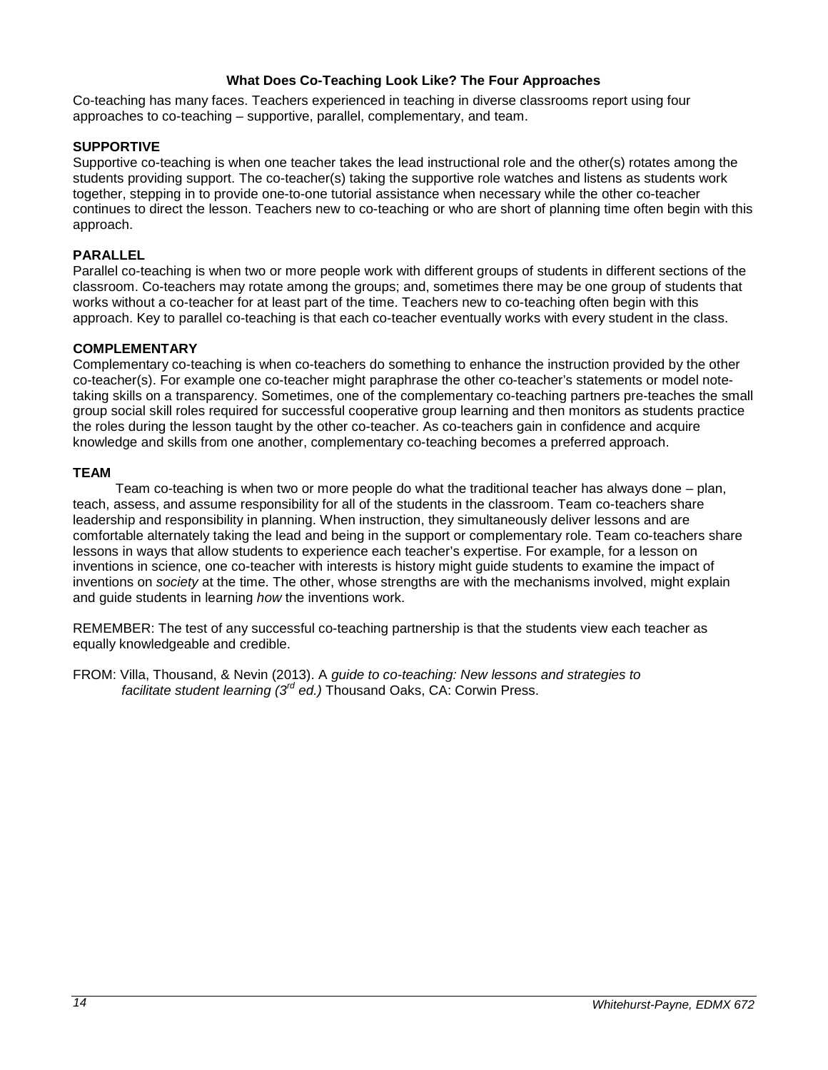## What Does Co-Teaching Look Like? The Four Approaches

Co-teaching has many faces. Teachers experienced in teaching in diverse classrooms report using four approaches to co-teaching – supportive, parallel, complementary, and team.

### SUPPORTIVE

Supportive co-teaching is when one teacher takes the lead instructional role and the other(s) rotates among the students providing support. The co-teacher(s) taking the supportive role watches and listens as students work together, stepping in to provide one-to-one tutorial assistance when necessary while the other co-teacher continues to direct the lesson. Teachers new to co-teaching or who are short of planning time often begin with this approach.

### PARALLEL

Parallel co-teaching is when two or more people work with different groups of students in different sections of the classroom. Co-teachers may rotate among the groups; and, sometimes there may be one group of students that works without a co-teacher for at least part of the time. Teachers new to co-teaching often begin with this approach. Key to parallel co-teaching is that each co-teacher eventually works with every student in the class.

### COMPLEMENTARY

Complementary co-teaching is when co-teachers do something to enhance the instruction provided by the other co-teacher(s). For example one co-teacher might paraphrase the other co-teacher's statements or model note-taking skills on a transparency. Sometimes, one of the complementary co-teaching partners pre-teaches the small group social skill roles required for successful cooperative group learning and then monitors as students practice the roles during the lesson taught by the other co-teacher. As co-teachers gain in confidence and acquire knowledge and skills from one another, complementary co-teaching becomes a preferred approach.

### TEAM

Team co-teaching is when two or more people do what the traditional teacher has always done – plan, teach, assess, and assume responsibility for all of the students in the classroom. Team co-teachers share leadership and responsibility in planning. When instruction, they simultaneously deliver lessons and are comfortable alternately taking the lead and being in the support or complementary role. Team co-teachers share lessons in ways that allow students to experience each teacher's expertise. For example, for a lesson on inventions in science, one co-teacher with interests is history might guide students to examine the impact of inventions on *society* at the time. The other, whose strengths are with the mechanisms involved, might explain and guide students in learning *how* the inventions work.

REMEMBER: The test of any successful co-teaching partnership is that the students view each teacher as equally knowledgeable and credible.

FROM: Villa, Thousand, & Nevin (2013). A *guide to co-teaching: New lessons and strategies to facilitate student learning (3rd ed.)* Thousand Oaks, CA: Corwin Press.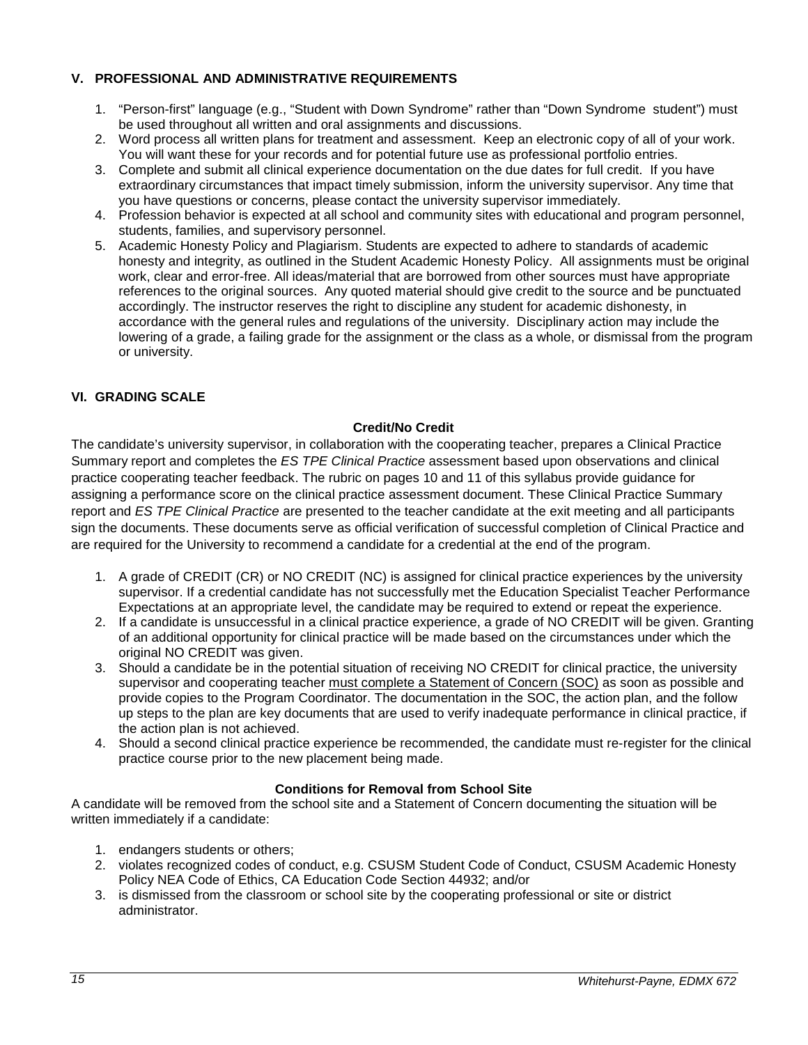## V. PROFESSIONAL AND ADMINISTRATIVE REQUIREMENTS

1. "Person-first" language (e.g., "Student with Down Syndrome" rather than "Down Syndrome student") must be used throughout all written and oral assignments and discussions.
2. Word process all written plans for treatment and assessment. Keep an electronic copy of all of your work. You will want these for your records and for potential future use as professional portfolio entries.
3. Complete and submit all clinical experience documentation on the due dates for full credit. If you have extraordinary circumstances that impact timely submission, inform the university supervisor. Any time that you have questions or concerns, please contact the university supervisor immediately.
4. Profession behavior is expected at all school and community sites with educational and program personnel, students, families, and supervisory personnel.
5. Academic Honesty Policy and Plagiarism. Students are expected to adhere to standards of academic honesty and integrity, as outlined in the Student Academic Honesty Policy. All assignments must be original work, clear and error-free. All ideas/material that are borrowed from other sources must have appropriate references to the original sources. Any quoted material should give credit to the source and be punctuated accordingly. The instructor reserves the right to discipline any student for academic dishonesty, in accordance with the general rules and regulations of the university. Disciplinary action may include the lowering of a grade, a failing grade for the assignment or the class as a whole, or dismissal from the program or university.

## VI. GRADING SCALE

### Credit/No Credit

The candidate's university supervisor, in collaboration with the cooperating teacher, prepares a Clinical Practice Summary report and completes the *ES TPE Clinical Practice* assessment based upon observations and clinical practice cooperating teacher feedback. The rubric on pages 10 and 11 of this syllabus provide guidance for assigning a performance score on the clinical practice assessment document. These Clinical Practice Summary report and *ES TPE Clinical Practice* are presented to the teacher candidate at the exit meeting and all participants sign the documents. These documents serve as official verification of successful completion of Clinical Practice and are required for the University to recommend a candidate for a credential at the end of the program.

1. A grade of CREDIT (CR) or NO CREDIT (NC) is assigned for clinical practice experiences by the university supervisor. If a credential candidate has not successfully met the Education Specialist Teacher Performance Expectations at an appropriate level, the candidate may be required to extend or repeat the experience.
2. If a candidate is unsuccessful in a clinical practice experience, a grade of NO CREDIT will be given. Granting of an additional opportunity for clinical practice will be made based on the circumstances under which the original NO CREDIT was given.
3. Should a candidate be in the potential situation of receiving NO CREDIT for clinical practice, the university supervisor and cooperating teacher must complete a Statement of Concern (SOC) as soon as possible and provide copies to the Program Coordinator. The documentation in the SOC, the action plan, and the follow up steps to the plan are key documents that are used to verify inadequate performance in clinical practice, if the action plan is not achieved.
4. Should a second clinical practice experience be recommended, the candidate must re-register for the clinical practice course prior to the new placement being made.

### Conditions for Removal from School Site

A candidate will be removed from the school site and a Statement of Concern documenting the situation will be written immediately if a candidate:

1. endangers students or others;
2. violates recognized codes of conduct, e.g. CSUSM Student Code of Conduct, CSUSM Academic Honesty Policy NEA Code of Ethics, CA Education Code Section 44932; and/or
3. is dismissed from the classroom or school site by the cooperating professional or site or district administrator.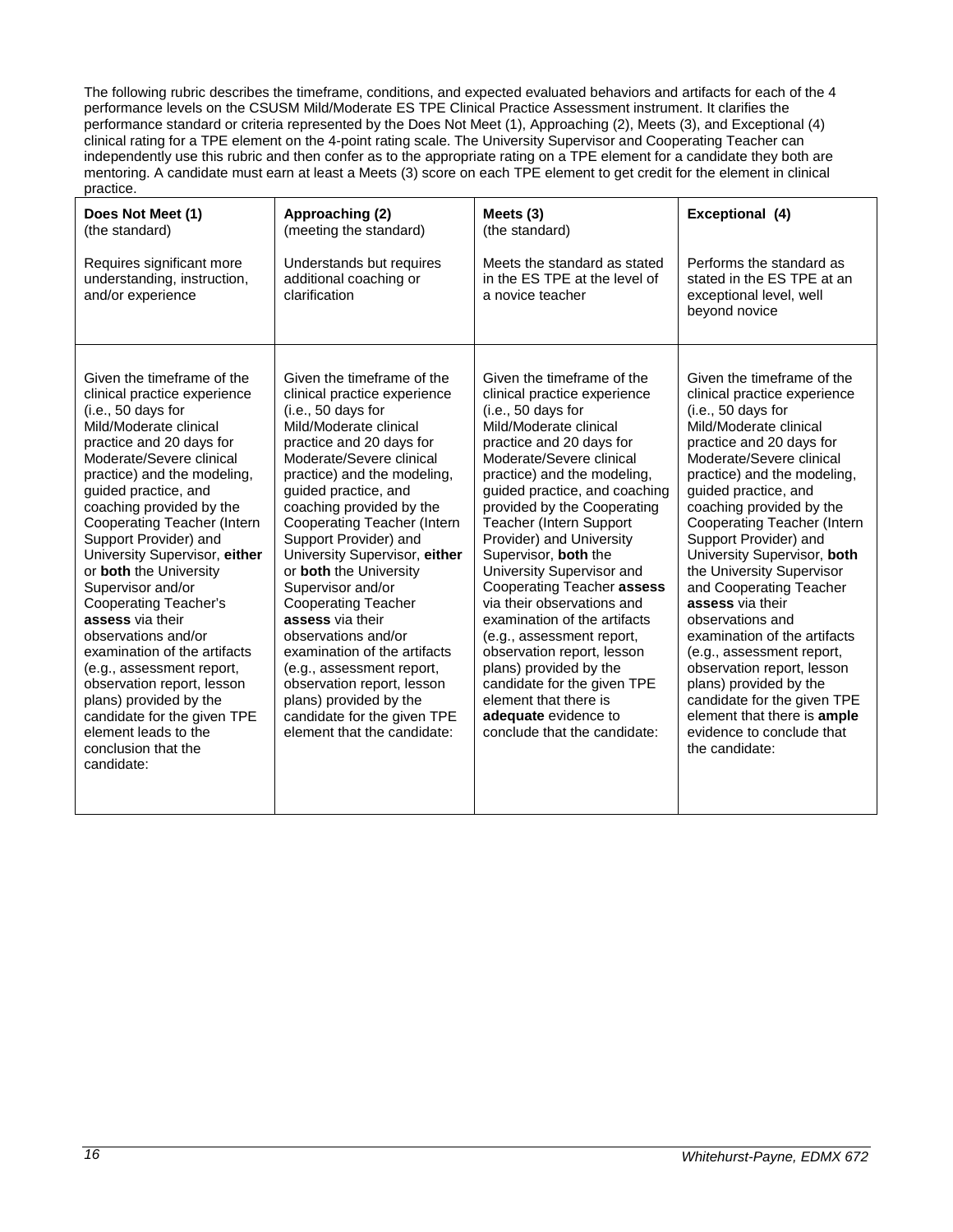The following rubric describes the timeframe, conditions, and expected evaluated behaviors and artifacts for each of the 4 performance levels on the CSUSM Mild/Moderate ES TPE Clinical Practice Assessment instrument. It clarifies the performance standard or criteria represented by the Does Not Meet (1), Approaching (2), Meets (3), and Exceptional (4) clinical rating for a TPE element on the 4-point rating scale. The University Supervisor and Cooperating Teacher can independently use this rubric and then confer as to the appropriate rating on a TPE element for a candidate they both are mentoring. A candidate must earn at least a Meets (3) score on each TPE element to get credit for the element in clinical practice.

| **Does Not Meet (1)** (the standard)<br><br>Requires significant more understanding, instruction, and/or experience | **Approaching (2)** (meeting the standard)<br><br>Understands but requires additional coaching or clarification | **Meets (3)** (the standard)<br><br>Meets the standard as stated in the ES TPE at the level of a novice teacher | **Exceptional (4)**<br><br>Performs the standard as stated in the ES TPE at an exceptional level, well beyond novice |
|---|---|---|---|
| Given the timeframe of the clinical practice experience (i.e., 50 days for Mild/Moderate clinical practice and 20 days for Moderate/Severe clinical practice) and the modeling, guided practice, and coaching provided by the Cooperating Teacher (Intern Support Provider) and University Supervisor, **either** or **both** the University Supervisor and/or Cooperating Teacher's **assess** via their observations and/or examination of the artifacts (e.g., assessment report, observation report, lesson plans) provided by the candidate for the given TPE element leads to the conclusion that the candidate: | Given the timeframe of the clinical practice experience (i.e., 50 days for Mild/Moderate clinical practice and 20 days for Moderate/Severe clinical practice) and the modeling, guided practice, and coaching provided by the Cooperating Teacher (Intern Support Provider) and University Supervisor, **either** or **both** the University Supervisor and/or Cooperating Teacher **assess** via their observations and/or examination of the artifacts (e.g., assessment report, observation report, lesson plans) provided by the candidate for the given TPE element that the candidate: | Given the timeframe of the clinical practice experience (i.e., 50 days for Mild/Moderate clinical practice and 20 days for Moderate/Severe clinical practice) and the modeling, guided practice, and coaching provided by the Cooperating Teacher (Intern Support Provider) and University Supervisor, **both** the University Supervisor and Cooperating Teacher **assess** via their observations and examination of the artifacts (e.g., assessment report, observation report, lesson plans) provided by the candidate for the given TPE element that there is **adequate** evidence to conclude that the candidate: | Given the timeframe of the clinical practice experience (i.e., 50 days for Mild/Moderate clinical practice and 20 days for Moderate/Severe clinical practice) and the modeling, guided practice, and coaching provided by the Cooperating Teacher (Intern Support Provider) and University Supervisor, **both** the University Supervisor and Cooperating Teacher **assess** via their observations and examination of the artifacts (e.g., assessment report, observation report, lesson plans) provided by the candidate for the given TPE element that there is **ample** evidence to conclude that the candidate: |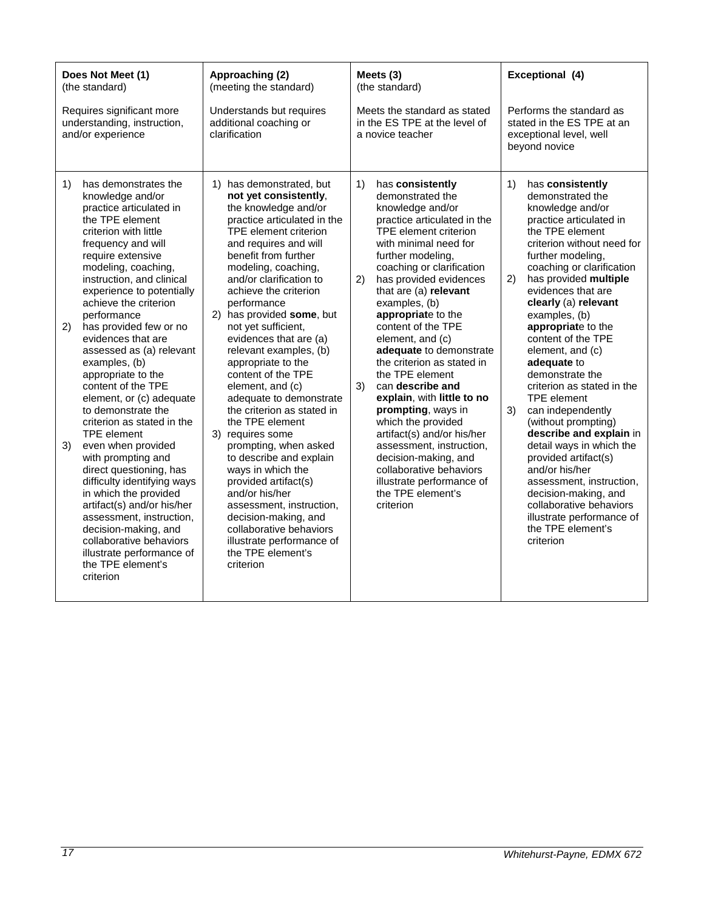| **Does Not Meet (1)** (the standard)<br><br>Requires significant more understanding, instruction, and/or experience | **Approaching (2)** (meeting the standard)<br><br>Understands but requires additional coaching or clarification | **Meets (3)** (the standard)<br><br>Meets the standard as stated in the ES TPE at the level of a novice teacher | **Exceptional (4)**<br><br>Performs the standard as stated in the ES TPE at an exceptional level, well beyond novice |
|---|---|---|---|
| 1) has demonstrates the knowledge and/or practice articulated in the TPE element criterion with little frequency and will require extensive modeling, coaching, instruction, and clinical experience to potentially achieve the criterion performance<br>2) has provided few or no evidences that are assessed as (a) relevant examples, (b) appropriate to the content of the TPE element, or (c) adequate to demonstrate the criterion as stated in the TPE element<br>3) even when provided with prompting and direct questioning, has difficulty identifying ways in which the provided artifact(s) and/or his/her assessment, instruction, decision-making, and collaborative behaviors illustrate performance of the TPE element's criterion | 1) has demonstrated, but **not yet consistently**, the knowledge and/or practice articulated in the TPE element criterion and requires and will benefit from further modeling, coaching, and/or clarification to achieve the criterion performance<br>2) has provided **some**, but not yet sufficient, evidences that are (a) relevant examples, (b) appropriate to the content of the TPE element, and (c) adequate to demonstrate the criterion as stated in the TPE element<br>3) requires some prompting, when asked to describe and explain ways in which the provided artifact(s) and/or his/her assessment, instruction, decision-making, and collaborative behaviors illustrate performance of the TPE element's criterion | 1) has **consistently** demonstrated the knowledge and/or practice articulated in the TPE element criterion with minimal need for further modeling, coaching or clarification<br>2) has provided evidences that are (a) **relevant** examples, (b) **appropriat**e to the content of the TPE element, and (c) **adequate** to demonstrate the criterion as stated in the TPE element<br>3) can **describe and explain**, with **little to no prompting**, ways in which the provided artifact(s) and/or his/her assessment, instruction, decision-making, and collaborative behaviors illustrate performance of the TPE element's criterion | 1) has **consistently** demonstrated the knowledge and/or practice articulated in the TPE element criterion without need for further modeling, coaching or clarification<br>2) has provided **multiple** evidences that are **clearly** (a) **relevant** examples, (b) **appropriat**e to the content of the TPE element, and (c) **adequate** to demonstrate the criterion as stated in the TPE element<br>3) can independently (without prompting) **describe and explain** in detail ways in which the provided artifact(s) and/or his/her assessment, instruction, decision-making, and collaborative behaviors illustrate performance of the TPE element's criterion |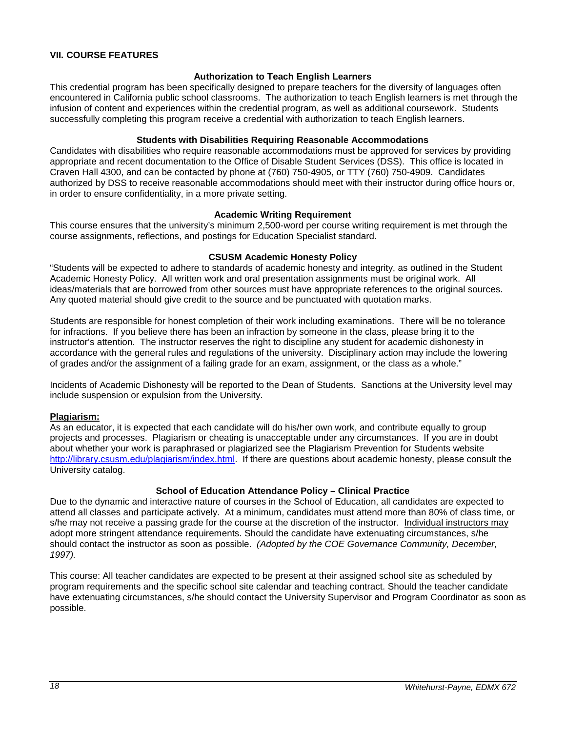## VII. COURSE FEATURES

### Authorization to Teach English Learners

This credential program has been specifically designed to prepare teachers for the diversity of languages often encountered in California public school classrooms. The authorization to teach English learners is met through the infusion of content and experiences within the credential program, as well as additional coursework. Students successfully completing this program receive a credential with authorization to teach English learners.

### Students with Disabilities Requiring Reasonable Accommodations

Candidates with disabilities who require reasonable accommodations must be approved for services by providing appropriate and recent documentation to the Office of Disable Student Services (DSS). This office is located in Craven Hall 4300, and can be contacted by phone at (760) 750-4905, or TTY (760) 750-4909. Candidates authorized by DSS to receive reasonable accommodations should meet with their instructor during office hours or, in order to ensure confidentiality, in a more private setting.

### Academic Writing Requirement

This course ensures that the university's minimum 2,500-word per course writing requirement is met through the course assignments, reflections, and postings for Education Specialist standard.

### CSUSM Academic Honesty Policy

"Students will be expected to adhere to standards of academic honesty and integrity, as outlined in the Student Academic Honesty Policy. All written work and oral presentation assignments must be original work. All ideas/materials that are borrowed from other sources must have appropriate references to the original sources. Any quoted material should give credit to the source and be punctuated with quotation marks.

Students are responsible for honest completion of their work including examinations. There will be no tolerance for infractions. If you believe there has been an infraction by someone in the class, please bring it to the instructor's attention. The instructor reserves the right to discipline any student for academic dishonesty in accordance with the general rules and regulations of the university. Disciplinary action may include the lowering of grades and/or the assignment of a failing grade for an exam, assignment, or the class as a whole."

Incidents of Academic Dishonesty will be reported to the Dean of Students. Sanctions at the University level may include suspension or expulsion from the University.

**Plagiarism:**

As an educator, it is expected that each candidate will do his/her own work, and contribute equally to group projects and processes. Plagiarism or cheating is unacceptable under any circumstances. If you are in doubt about whether your work is paraphrased or plagiarized see the Plagiarism Prevention for Students website [http://library.csusm.edu/plagiarism/index.html](http://library.csusm.edu/plagiarism/index.html). If there are questions about academic honesty, please consult the University catalog.

### School of Education Attendance Policy – Clinical Practice

Due to the dynamic and interactive nature of courses in the School of Education, all candidates are expected to attend all classes and participate actively. At a minimum, candidates must attend more than 80% of class time, or s/he may not receive a passing grade for the course at the discretion of the instructor. Individual instructors may adopt more stringent attendance requirements. Should the candidate have extenuating circumstances, s/he should contact the instructor as soon as possible. *(Adopted by the COE Governance Community, December, 1997).*

This course: All teacher candidates are expected to be present at their assigned school site as scheduled by program requirements and the specific school site calendar and teaching contract. Should the teacher candidate have extenuating circumstances, s/he should contact the University Supervisor and Program Coordinator as soon as possible.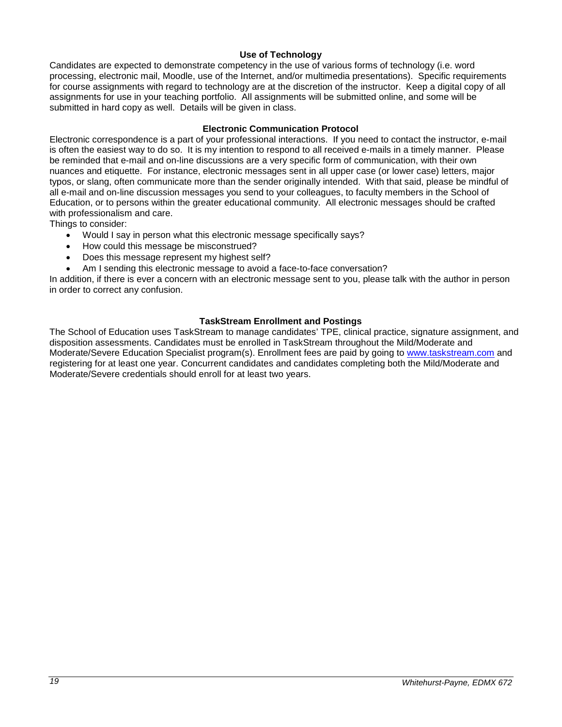### Use of Technology

Candidates are expected to demonstrate competency in the use of various forms of technology (i.e. word processing, electronic mail, Moodle, use of the Internet, and/or multimedia presentations). Specific requirements for course assignments with regard to technology are at the discretion of the instructor. Keep a digital copy of all assignments for use in your teaching portfolio. All assignments will be submitted online, and some will be submitted in hard copy as well. Details will be given in class.

### Electronic Communication Protocol

Electronic correspondence is a part of your professional interactions. If you need to contact the instructor, e-mail is often the easiest way to do so. It is my intention to respond to all received e-mails in a timely manner. Please be reminded that e-mail and on-line discussions are a very specific form of communication, with their own nuances and etiquette. For instance, electronic messages sent in all upper case (or lower case) letters, major typos, or slang, often communicate more than the sender originally intended. With that said, please be mindful of all e-mail and on-line discussion messages you send to your colleagues, to faculty members in the School of Education, or to persons within the greater educational community. All electronic messages should be crafted with professionalism and care.

Things to consider:

- Would I say in person what this electronic message specifically says?
- How could this message be misconstrued?
- Does this message represent my highest self?
- Am I sending this electronic message to avoid a face-to-face conversation?

In addition, if there is ever a concern with an electronic message sent to you, please talk with the author in person in order to correct any confusion.

### TaskStream Enrollment and Postings

The School of Education uses TaskStream to manage candidates' TPE, clinical practice, signature assignment, and disposition assessments. Candidates must be enrolled in TaskStream throughout the Mild/Moderate and Moderate/Severe Education Specialist program(s). Enrollment fees are paid by going to www.taskstream.com and registering for at least one year. Concurrent candidates and candidates completing both the Mild/Moderate and Moderate/Severe credentials should enroll for at least two years.